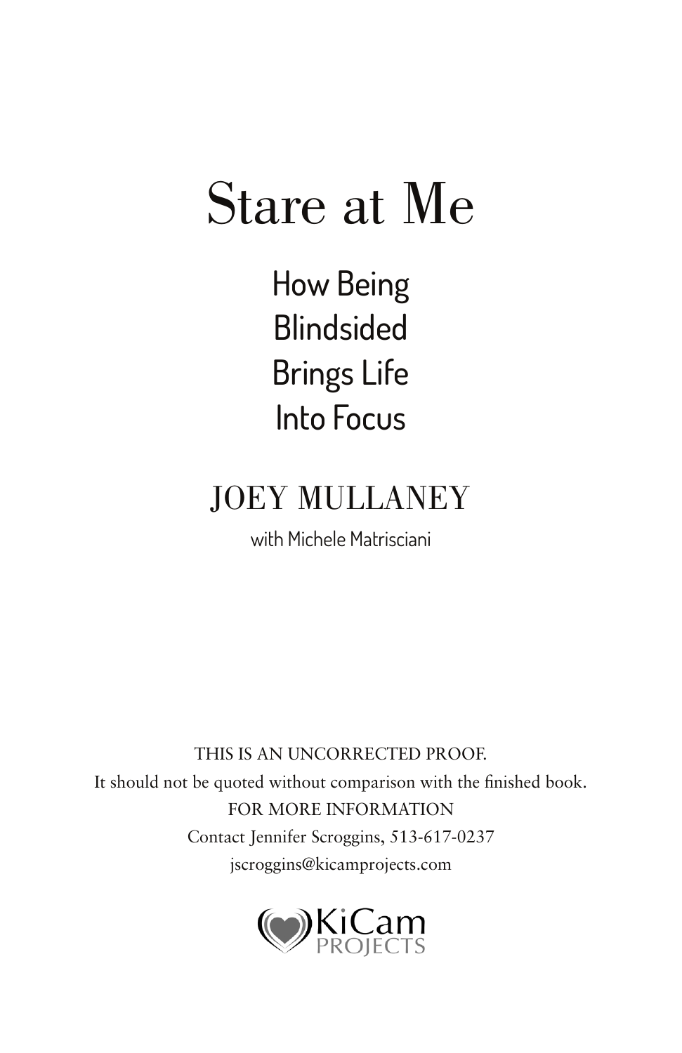# Stare at Me

## How Being Blindsided Brings Life Into Focus

JOEY MULLANEY

with Michele Matrisciani

THIS IS AN UNCORRECTED PROOF.
It should not be quoted without comparison with the finished book.
FOR MORE INFORMATION
Contact Jennifer Scroggins, 513-617-0237
jscroggins@kicamprojects.com

KiCam PROJECTS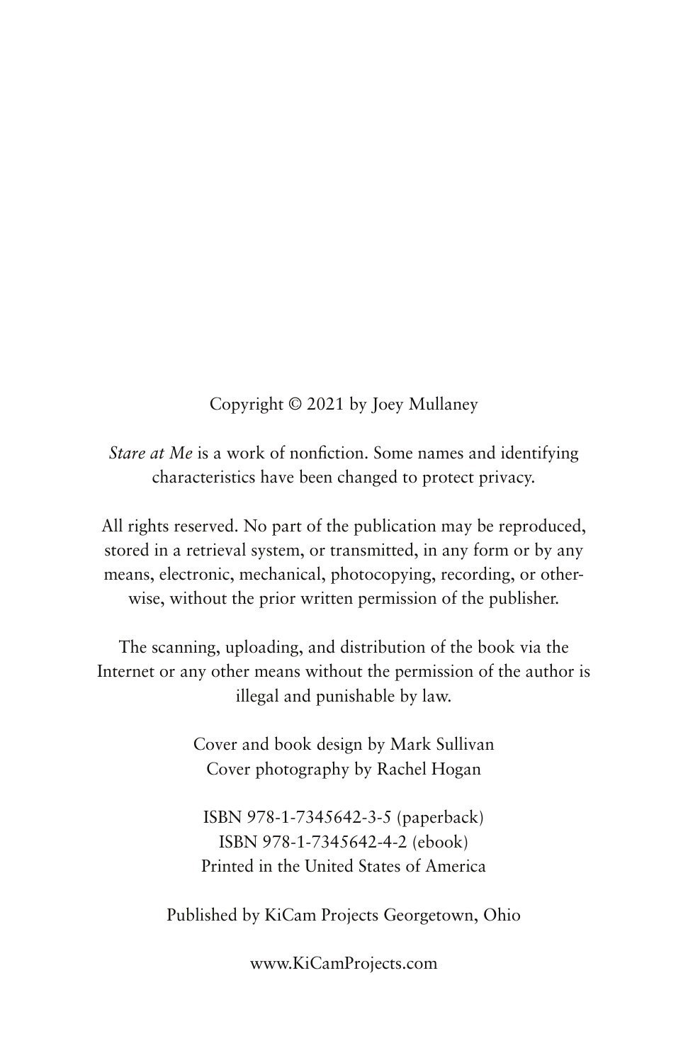Copyright © 2021 by Joey Mullaney

*Stare at Me* is a work of nonfiction. Some names and identifying characteristics have been changed to protect privacy.

All rights reserved. No part of the publication may be reproduced, stored in a retrieval system, or transmitted, in any form or by any means, electronic, mechanical, photocopying, recording, or otherwise, without the prior written permission of the publisher.

The scanning, uploading, and distribution of the book via the Internet or any other means without the permission of the author is illegal and punishable by law.

Cover and book design by Mark Sullivan
Cover photography by Rachel Hogan

ISBN 978-1-7345642-3-5 (paperback)
ISBN 978-1-7345642-4-2 (ebook)
Printed in the United States of America

Published by KiCam Projects Georgetown, Ohio

www.KiCamProjects.com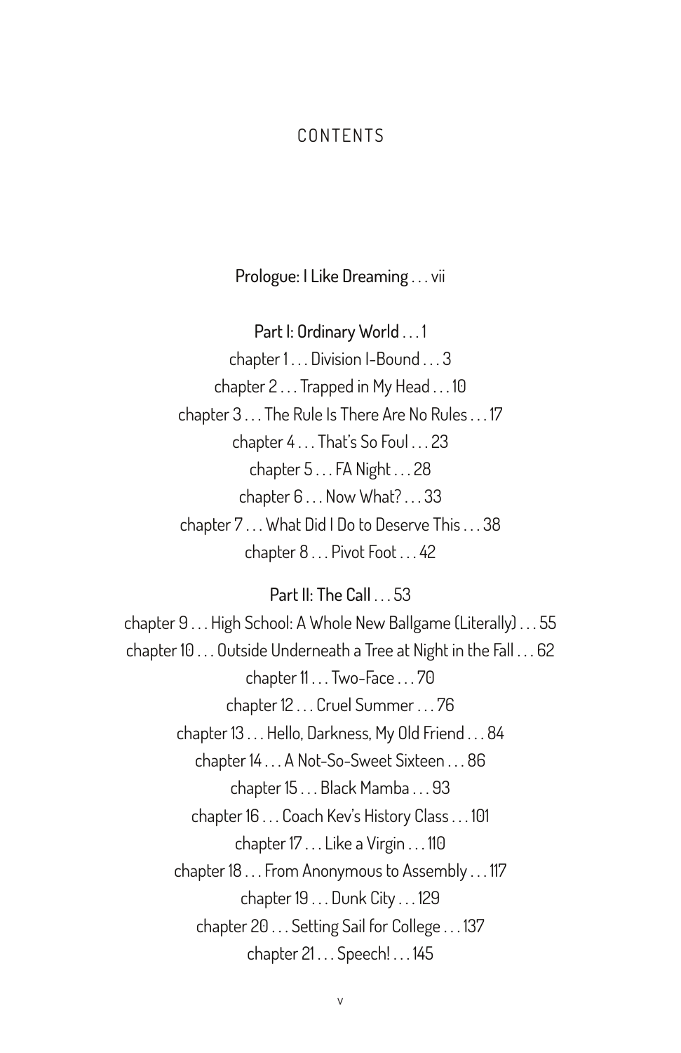# CONTENTS

Prologue: I Like Dreaming . . . vii

**Part I: Ordinary World** . . . 1

chapter 1 . . . Division I-Bound . . . 3

chapter 2 . . . Trapped in My Head . . . 10

chapter 3 . . . The Rule Is There Are No Rules . . . 17

chapter 4 . . . That's So Foul . . . 23

chapter 5 . . . FA Night . . . 28

chapter 6 . . . Now What? . . . 33

chapter 7 . . . What Did I Do to Deserve This . . . 38

chapter 8 . . . Pivot Foot . . . 42

**Part II: The Call** . . . 53

chapter 9 . . . High School: A Whole New Ballgame (Literally) . . . 55

chapter 10 . . . Outside Underneath a Tree at Night in the Fall . . . 62

chapter 11 . . . Two-Face . . . 70

chapter 12 . . . Cruel Summer . . . 76

chapter 13 . . . Hello, Darkness, My Old Friend . . . 84

chapter 14 . . . A Not-So-Sweet Sixteen . . . 86

chapter 15 . . . Black Mamba . . . 93

chapter 16 . . . Coach Kev's History Class . . . 101

chapter 17 . . . Like a Virgin . . . 110

chapter 18 . . . From Anonymous to Assembly . . . 117

chapter 19 . . . Dunk City . . . 129

chapter 20 . . . Setting Sail for College . . . 137

chapter 21 . . . Speech! . . . 145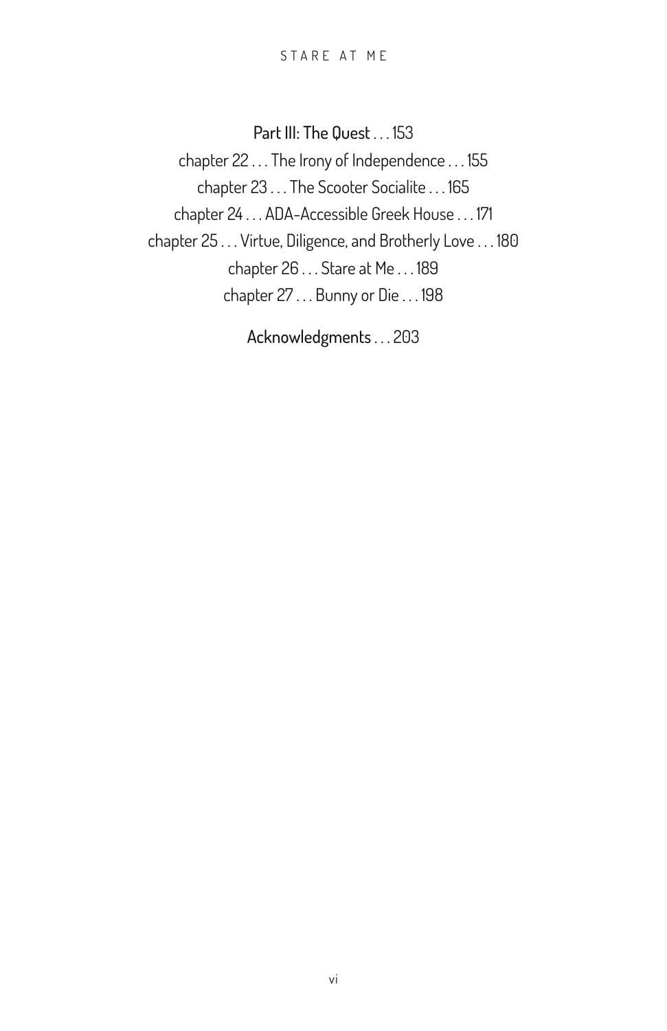**Part III: The Quest** . . . 153

chapter 22 . . . The Irony of Independence . . . 155

chapter 23 . . . The Scooter Socialite . . . 165

chapter 24 . . . ADA-Accessible Greek House . . . 171

chapter 25 . . . Virtue, Diligence, and Brotherly Love . . . 180

chapter 26 . . . Stare at Me . . . 189

chapter 27 . . . Bunny or Die . . . 198

**Acknowledgments** . . . 203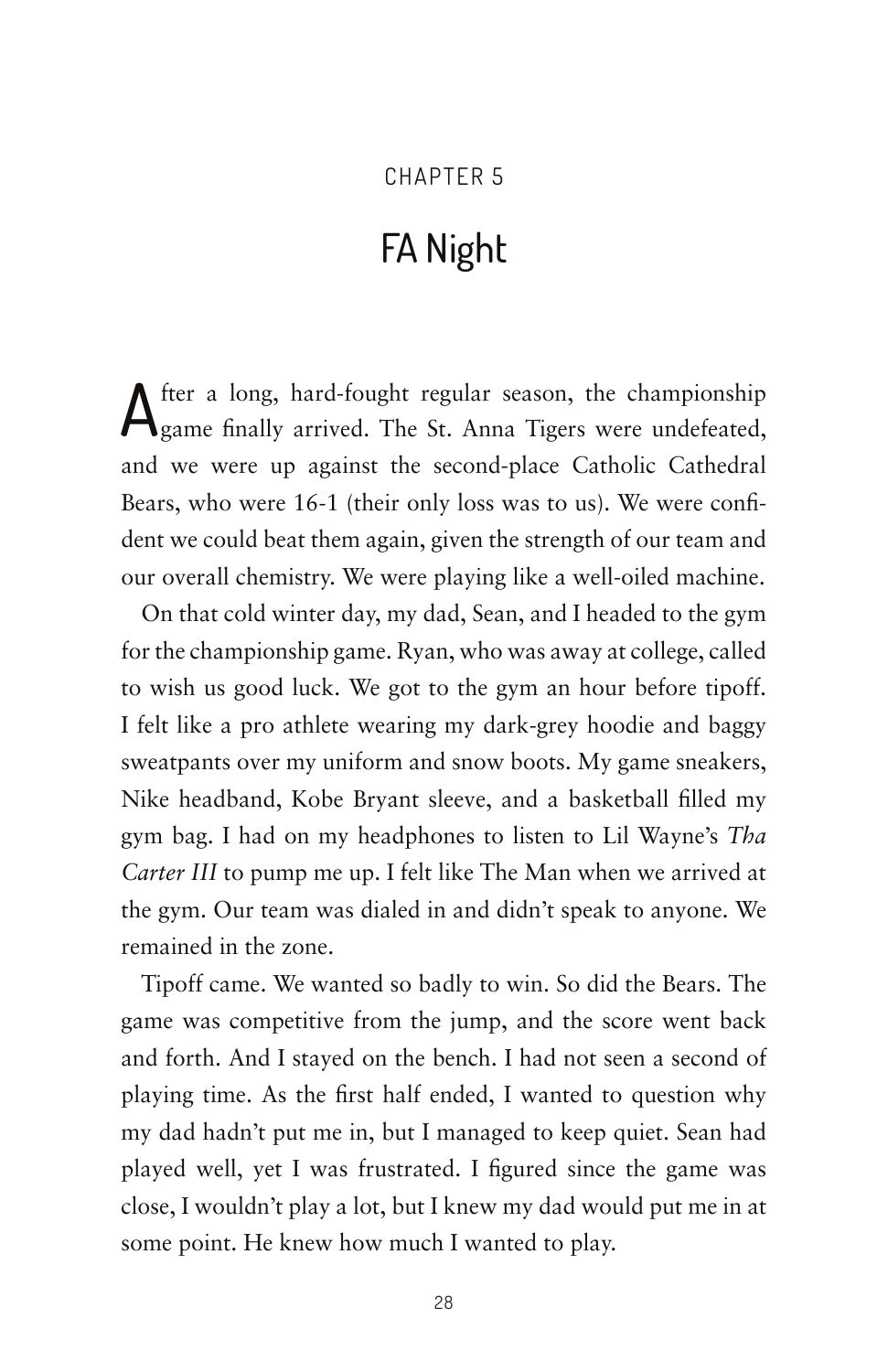CHAPTER 5

# FA Night

After a long, hard-fought regular season, the championship game finally arrived. The St. Anna Tigers were undefeated, and we were up against the second-place Catholic Cathedral Bears, who were 16-1 (their only loss was to us). We were confident we could beat them again, given the strength of our team and our overall chemistry. We were playing like a well-oiled machine.

On that cold winter day, my dad, Sean, and I headed to the gym for the championship game. Ryan, who was away at college, called to wish us good luck. We got to the gym an hour before tipoff. I felt like a pro athlete wearing my dark-grey hoodie and baggy sweatpants over my uniform and snow boots. My game sneakers, Nike headband, Kobe Bryant sleeve, and a basketball filled my gym bag. I had on my headphones to listen to Lil Wayne's *Tha Carter III* to pump me up. I felt like The Man when we arrived at the gym. Our team was dialed in and didn't speak to anyone. We remained in the zone.

Tipoff came. We wanted so badly to win. So did the Bears. The game was competitive from the jump, and the score went back and forth. And I stayed on the bench. I had not seen a second of playing time. As the first half ended, I wanted to question why my dad hadn't put me in, but I managed to keep quiet. Sean had played well, yet I was frustrated. I figured since the game was close, I wouldn't play a lot, but I knew my dad would put me in at some point. He knew how much I wanted to play.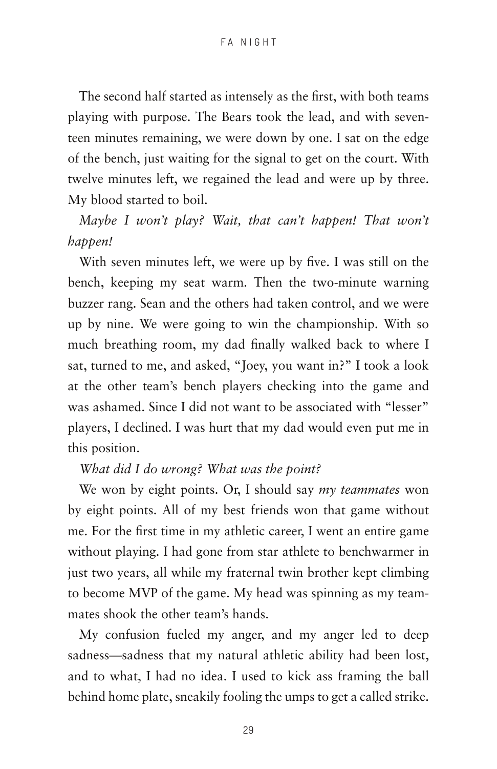The second half started as intensely as the first, with both teams playing with purpose. The Bears took the lead, and with seventeen minutes remaining, we were down by one. I sat on the edge of the bench, just waiting for the signal to get on the court. With twelve minutes left, we regained the lead and were up by three. My blood started to boil.

*Maybe I won't play? Wait, that can't happen! That won't happen!*

With seven minutes left, we were up by five. I was still on the bench, keeping my seat warm. Then the two-minute warning buzzer rang. Sean and the others had taken control, and we were up by nine. We were going to win the championship. With so much breathing room, my dad finally walked back to where I sat, turned to me, and asked, "Joey, you want in?" I took a look at the other team's bench players checking into the game and was ashamed. Since I did not want to be associated with "lesser" players, I declined. I was hurt that my dad would even put me in this position.

*What did I do wrong? What was the point?*

We won by eight points. Or, I should say *my teammates* won by eight points. All of my best friends won that game without me. For the first time in my athletic career, I went an entire game without playing. I had gone from star athlete to benchwarmer in just two years, all while my fraternal twin brother kept climbing to become MVP of the game. My head was spinning as my teammates shook the other team's hands.

My confusion fueled my anger, and my anger led to deep sadness—sadness that my natural athletic ability had been lost, and to what, I had no idea. I used to kick ass framing the ball behind home plate, sneakily fooling the umps to get a called strike.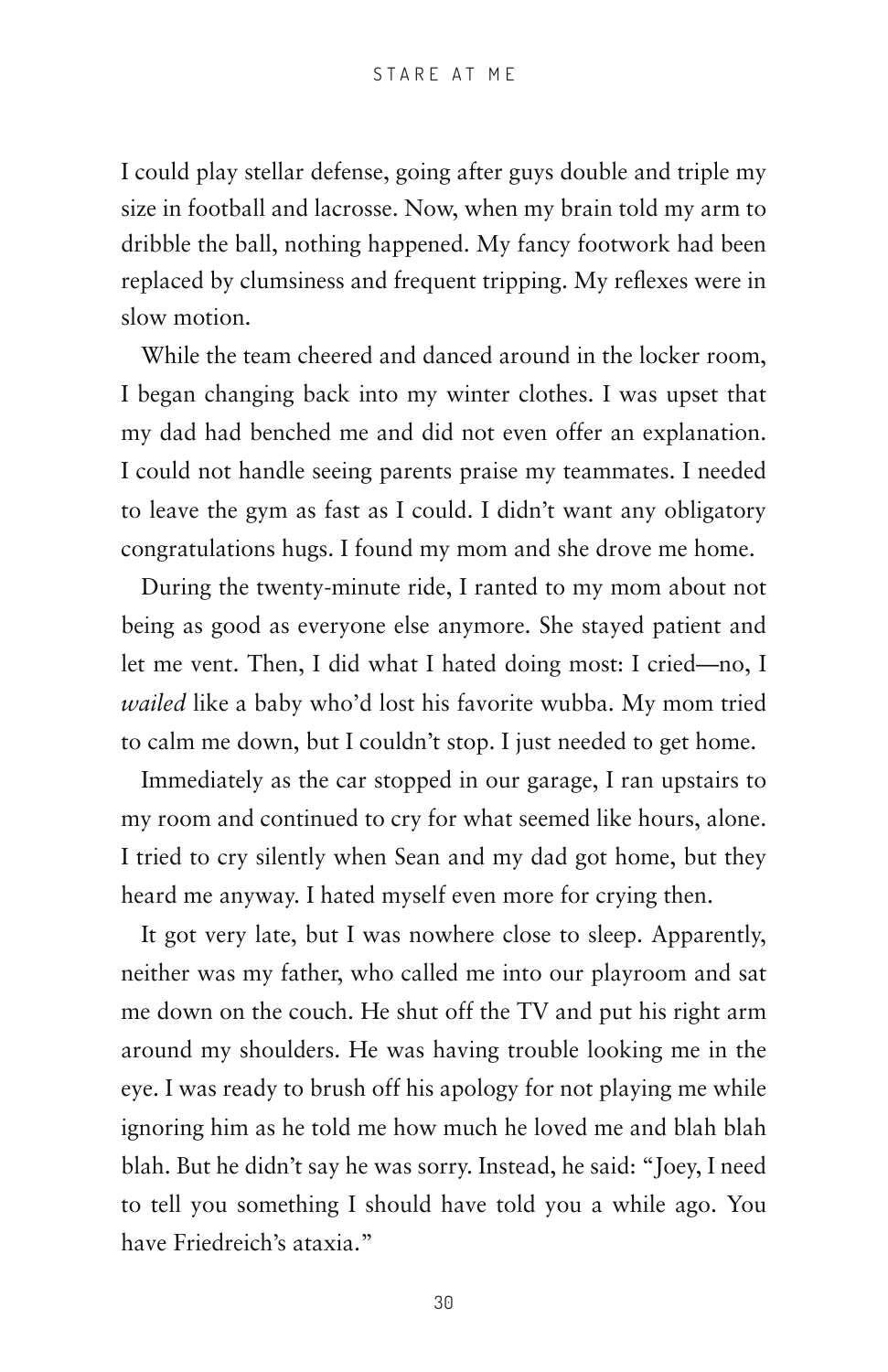I could play stellar defense, going after guys double and triple my size in football and lacrosse. Now, when my brain told my arm to dribble the ball, nothing happened. My fancy footwork had been replaced by clumsiness and frequent tripping. My reflexes were in slow motion.

While the team cheered and danced around in the locker room, I began changing back into my winter clothes. I was upset that my dad had benched me and did not even offer an explanation. I could not handle seeing parents praise my teammates. I needed to leave the gym as fast as I could. I didn't want any obligatory congratulations hugs. I found my mom and she drove me home.

During the twenty-minute ride, I ranted to my mom about not being as good as everyone else anymore. She stayed patient and let me vent. Then, I did what I hated doing most: I cried—no, I *wailed* like a baby who'd lost his favorite wubba. My mom tried to calm me down, but I couldn't stop. I just needed to get home.

Immediately as the car stopped in our garage, I ran upstairs to my room and continued to cry for what seemed like hours, alone. I tried to cry silently when Sean and my dad got home, but they heard me anyway. I hated myself even more for crying then.

It got very late, but I was nowhere close to sleep. Apparently, neither was my father, who called me into our playroom and sat me down on the couch. He shut off the TV and put his right arm around my shoulders. He was having trouble looking me in the eye. I was ready to brush off his apology for not playing me while ignoring him as he told me how much he loved me and blah blah blah. But he didn't say he was sorry. Instead, he said: "Joey, I need to tell you something I should have told you a while ago. You have Friedreich's ataxia."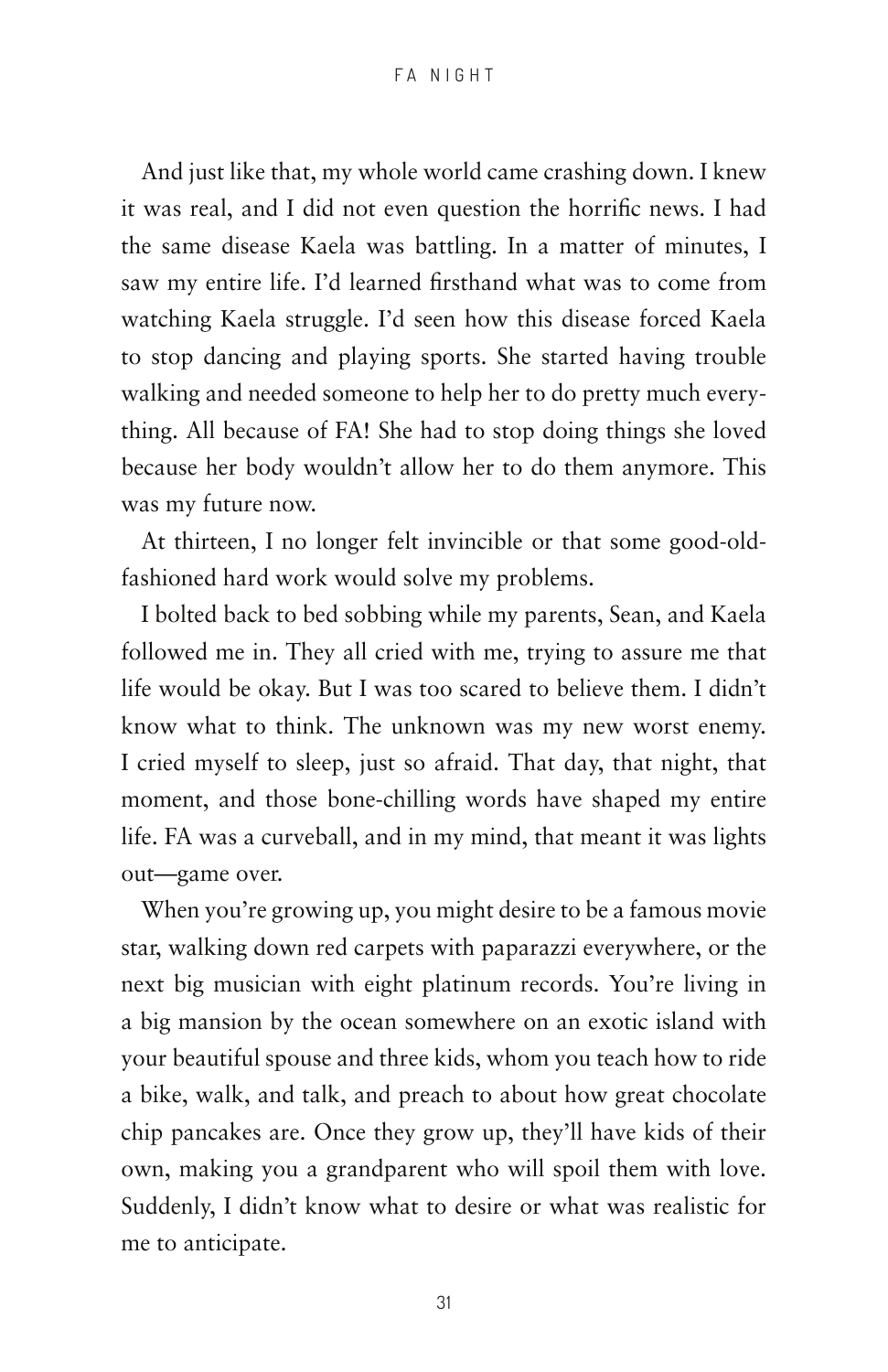And just like that, my whole world came crashing down. I knew it was real, and I did not even question the horrific news. I had the same disease Kaela was battling. In a matter of minutes, I saw my entire life. I'd learned firsthand what was to come from watching Kaela struggle. I'd seen how this disease forced Kaela to stop dancing and playing sports. She started having trouble walking and needed someone to help her to do pretty much everything. All because of FA! She had to stop doing things she loved because her body wouldn't allow her to do them anymore. This was my future now.

At thirteen, I no longer felt invincible or that some good-old-fashioned hard work would solve my problems.

I bolted back to bed sobbing while my parents, Sean, and Kaela followed me in. They all cried with me, trying to assure me that life would be okay. But I was too scared to believe them. I didn't know what to think. The unknown was my new worst enemy. I cried myself to sleep, just so afraid. That day, that night, that moment, and those bone-chilling words have shaped my entire life. FA was a curveball, and in my mind, that meant it was lights out—game over.

When you're growing up, you might desire to be a famous movie star, walking down red carpets with paparazzi everywhere, or the next big musician with eight platinum records. You're living in a big mansion by the ocean somewhere on an exotic island with your beautiful spouse and three kids, whom you teach how to ride a bike, walk, and talk, and preach to about how great chocolate chip pancakes are. Once they grow up, they'll have kids of their own, making you a grandparent who will spoil them with love. Suddenly, I didn't know what to desire or what was realistic for me to anticipate.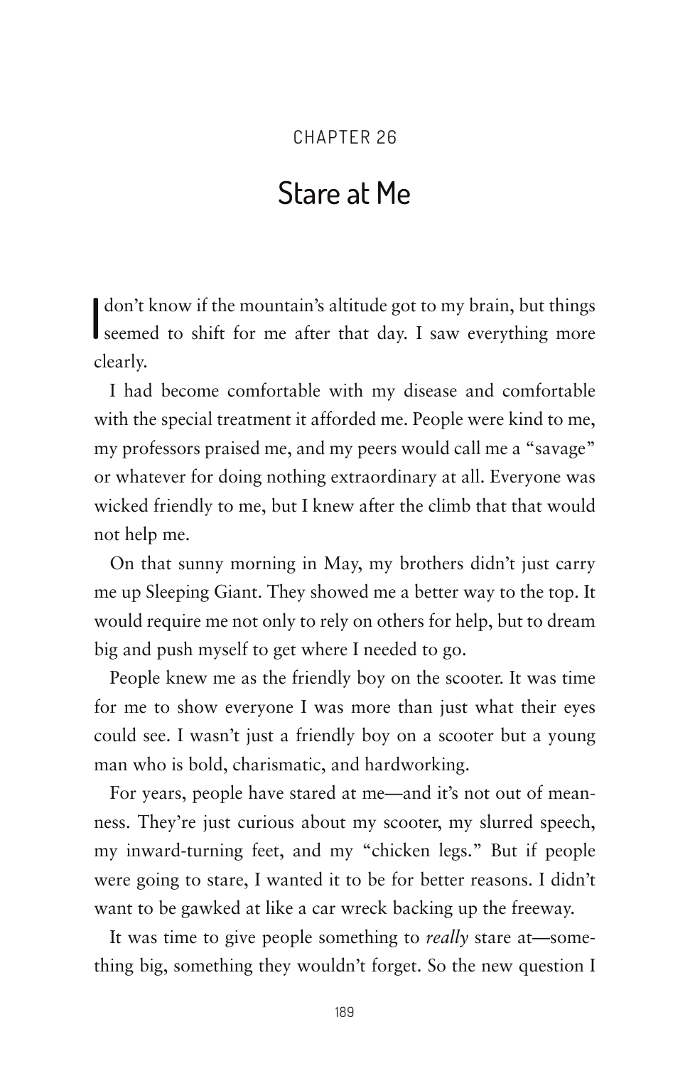CHAPTER 26

# Stare at Me

I don't know if the mountain's altitude got to my brain, but things seemed to shift for me after that day. I saw everything more clearly.

I had become comfortable with my disease and comfortable with the special treatment it afforded me. People were kind to me, my professors praised me, and my peers would call me a "savage" or whatever for doing nothing extraordinary at all. Everyone was wicked friendly to me, but I knew after the climb that that would not help me.

On that sunny morning in May, my brothers didn't just carry me up Sleeping Giant. They showed me a better way to the top. It would require me not only to rely on others for help, but to dream big and push myself to get where I needed to go.

People knew me as the friendly boy on the scooter. It was time for me to show everyone I was more than just what their eyes could see. I wasn't just a friendly boy on a scooter but a young man who is bold, charismatic, and hardworking.

For years, people have stared at me—and it's not out of meanness. They're just curious about my scooter, my slurred speech, my inward-turning feet, and my "chicken legs." But if people were going to stare, I wanted it to be for better reasons. I didn't want to be gawked at like a car wreck backing up the freeway.

It was time to give people something to *really* stare at—something big, something they wouldn't forget. So the new question I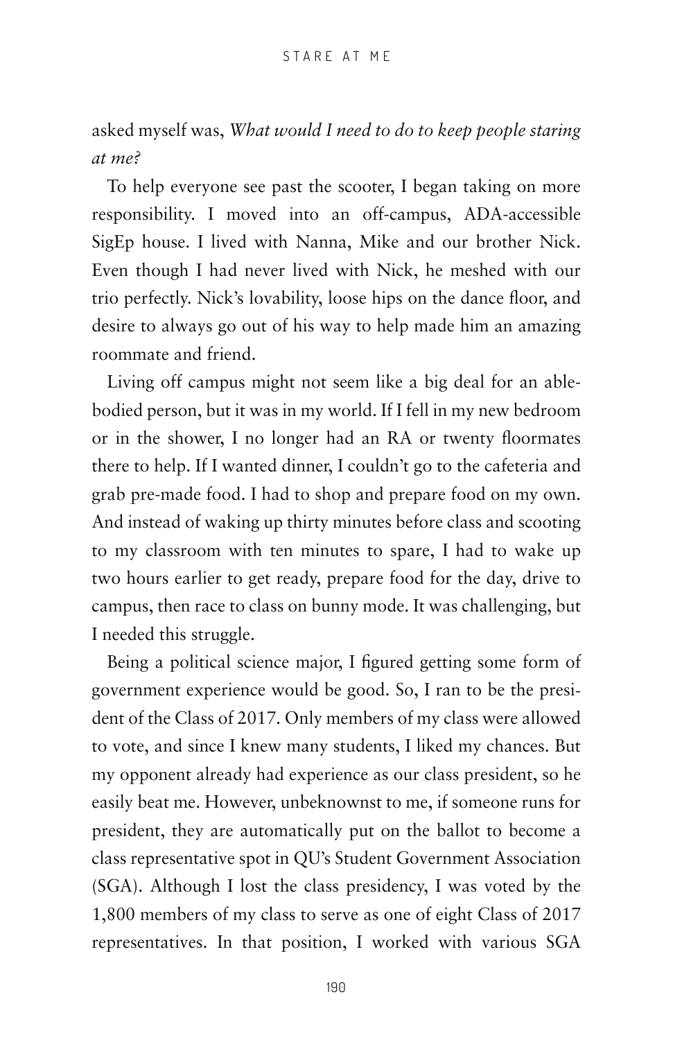asked myself was, *What would I need to do to keep people staring at me?*

To help everyone see past the scooter, I began taking on more responsibility. I moved into an off-campus, ADA-accessible SigEp house. I lived with Nanna, Mike and our brother Nick. Even though I had never lived with Nick, he meshed with our trio perfectly. Nick's lovability, loose hips on the dance floor, and desire to always go out of his way to help made him an amazing roommate and friend.

Living off campus might not seem like a big deal for an able-bodied person, but it was in my world. If I fell in my new bedroom or in the shower, I no longer had an RA or twenty floormates there to help. If I wanted dinner, I couldn't go to the cafeteria and grab pre-made food. I had to shop and prepare food on my own. And instead of waking up thirty minutes before class and scooting to my classroom with ten minutes to spare, I had to wake up two hours earlier to get ready, prepare food for the day, drive to campus, then race to class on bunny mode. It was challenging, but I needed this struggle.

Being a political science major, I figured getting some form of government experience would be good. So, I ran to be the president of the Class of 2017. Only members of my class were allowed to vote, and since I knew many students, I liked my chances. But my opponent already had experience as our class president, so he easily beat me. However, unbeknownst to me, if someone runs for president, they are automatically put on the ballot to become a class representative spot in QU's Student Government Association (SGA). Although I lost the class presidency, I was voted by the 1,800 members of my class to serve as one of eight Class of 2017 representatives. In that position, I worked with various SGA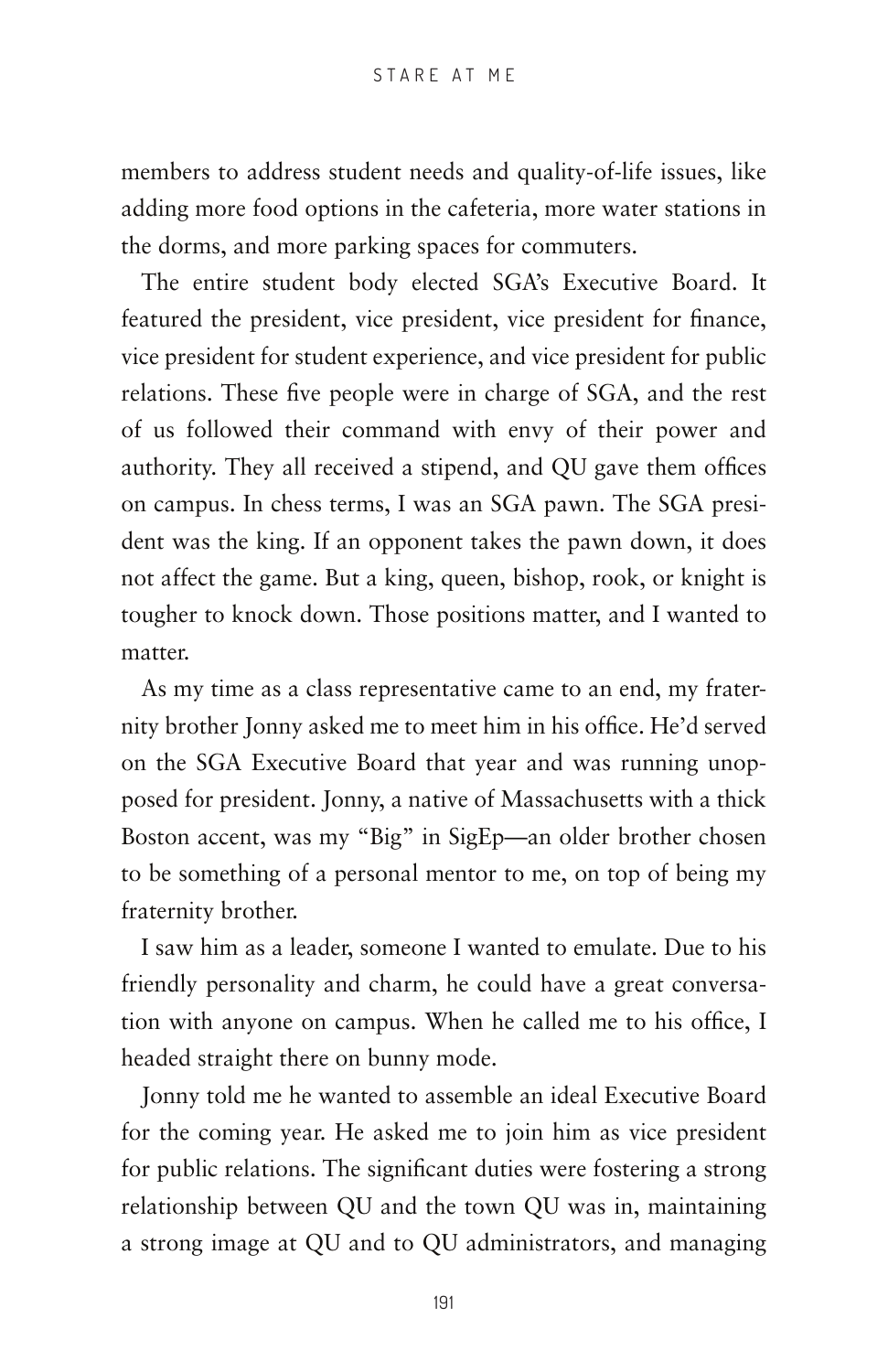members to address student needs and quality-of-life issues, like adding more food options in the cafeteria, more water stations in the dorms, and more parking spaces for commuters.

The entire student body elected SGA's Executive Board. It featured the president, vice president, vice president for finance, vice president for student experience, and vice president for public relations. These five people were in charge of SGA, and the rest of us followed their command with envy of their power and authority. They all received a stipend, and QU gave them offices on campus. In chess terms, I was an SGA pawn. The SGA president was the king. If an opponent takes the pawn down, it does not affect the game. But a king, queen, bishop, rook, or knight is tougher to knock down. Those positions matter, and I wanted to matter.

As my time as a class representative came to an end, my fraternity brother Jonny asked me to meet him in his office. He'd served on the SGA Executive Board that year and was running unopposed for president. Jonny, a native of Massachusetts with a thick Boston accent, was my "Big" in SigEp—an older brother chosen to be something of a personal mentor to me, on top of being my fraternity brother.

I saw him as a leader, someone I wanted to emulate. Due to his friendly personality and charm, he could have a great conversation with anyone on campus. When he called me to his office, I headed straight there on bunny mode.

Jonny told me he wanted to assemble an ideal Executive Board for the coming year. He asked me to join him as vice president for public relations. The significant duties were fostering a strong relationship between QU and the town QU was in, maintaining a strong image at QU and to QU administrators, and managing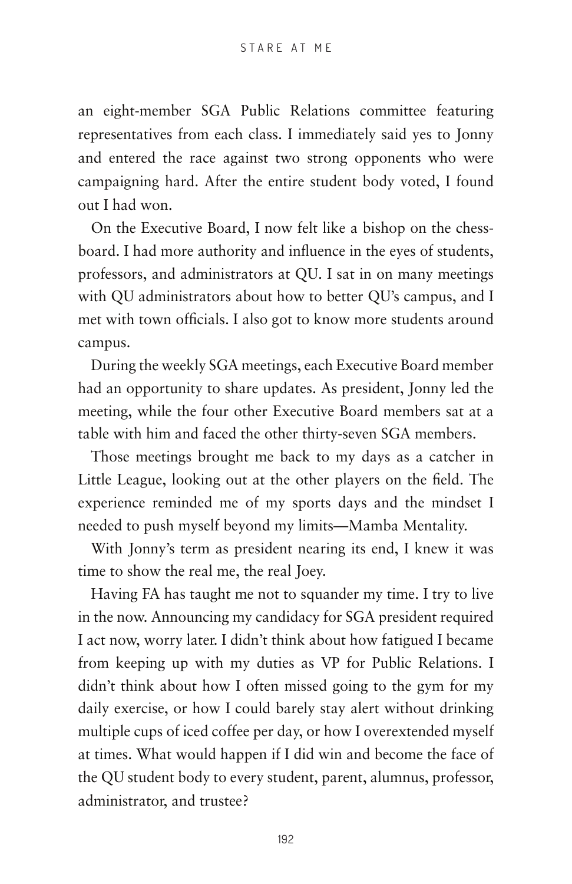an eight-member SGA Public Relations committee featuring representatives from each class. I immediately said yes to Jonny and entered the race against two strong opponents who were campaigning hard. After the entire student body voted, I found out I had won.

On the Executive Board, I now felt like a bishop on the chessboard. I had more authority and influence in the eyes of students, professors, and administrators at QU. I sat in on many meetings with QU administrators about how to better QU's campus, and I met with town officials. I also got to know more students around campus.

During the weekly SGA meetings, each Executive Board member had an opportunity to share updates. As president, Jonny led the meeting, while the four other Executive Board members sat at a table with him and faced the other thirty-seven SGA members.

Those meetings brought me back to my days as a catcher in Little League, looking out at the other players on the field. The experience reminded me of my sports days and the mindset I needed to push myself beyond my limits—Mamba Mentality.

With Jonny's term as president nearing its end, I knew it was time to show the real me, the real Joey.

Having FA has taught me not to squander my time. I try to live in the now. Announcing my candidacy for SGA president required I act now, worry later. I didn't think about how fatigued I became from keeping up with my duties as VP for Public Relations. I didn't think about how I often missed going to the gym for my daily exercise, or how I could barely stay alert without drinking multiple cups of iced coffee per day, or how I overextended myself at times. What would happen if I did win and become the face of the QU student body to every student, parent, alumnus, professor, administrator, and trustee?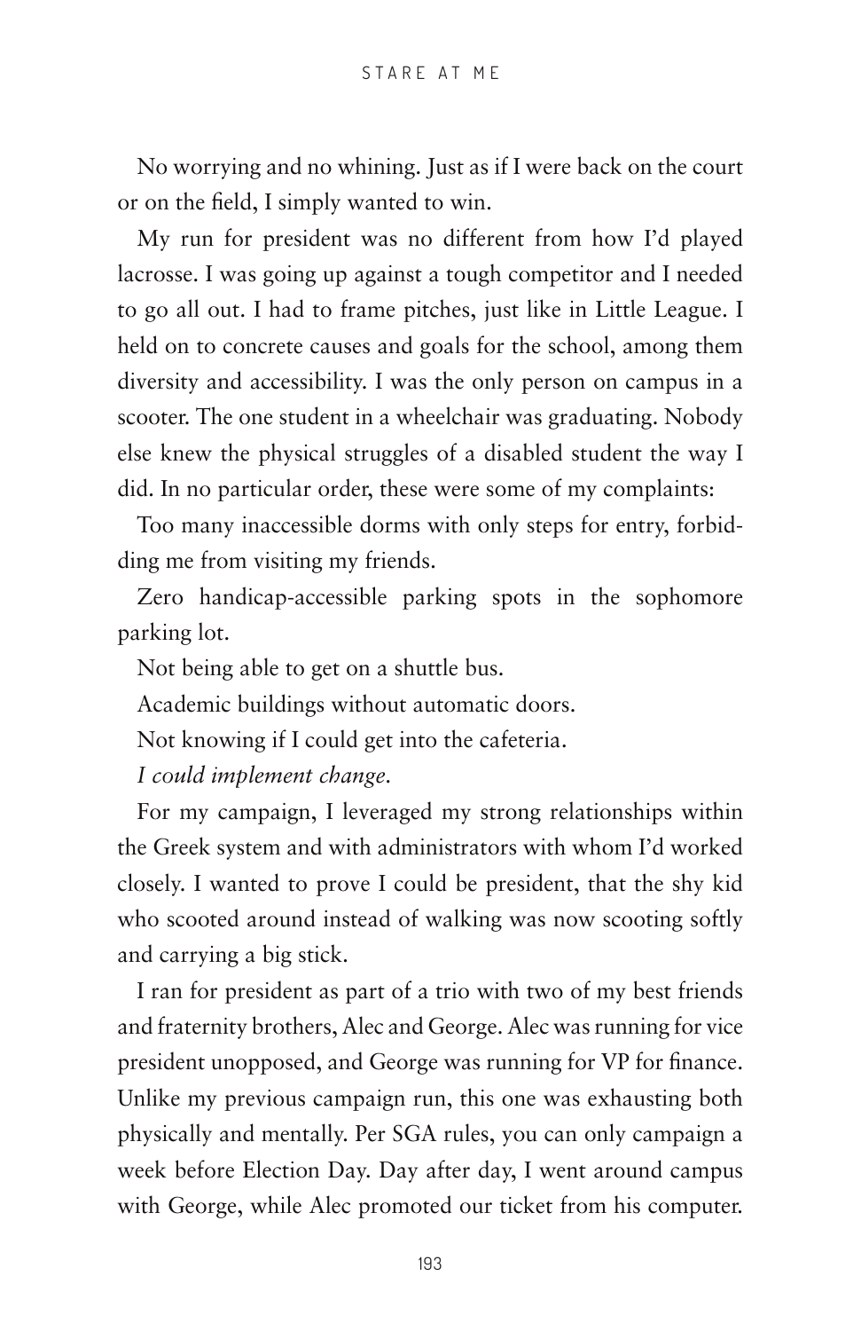No worrying and no whining. Just as if I were back on the court or on the field, I simply wanted to win.

My run for president was no different from how I'd played lacrosse. I was going up against a tough competitor and I needed to go all out. I had to frame pitches, just like in Little League. I held on to concrete causes and goals for the school, among them diversity and accessibility. I was the only person on campus in a scooter. The one student in a wheelchair was graduating. Nobody else knew the physical struggles of a disabled student the way I did. In no particular order, these were some of my complaints:

Too many inaccessible dorms with only steps for entry, forbidding me from visiting my friends.

Zero handicap-accessible parking spots in the sophomore parking lot.

Not being able to get on a shuttle bus.

Academic buildings without automatic doors.

Not knowing if I could get into the cafeteria.

*I could implement change.*

For my campaign, I leveraged my strong relationships within the Greek system and with administrators with whom I'd worked closely. I wanted to prove I could be president, that the shy kid who scooted around instead of walking was now scooting softly and carrying a big stick.

I ran for president as part of a trio with two of my best friends and fraternity brothers, Alec and George. Alec was running for vice president unopposed, and George was running for VP for finance. Unlike my previous campaign run, this one was exhausting both physically and mentally. Per SGA rules, you can only campaign a week before Election Day. Day after day, I went around campus with George, while Alec promoted our ticket from his computer.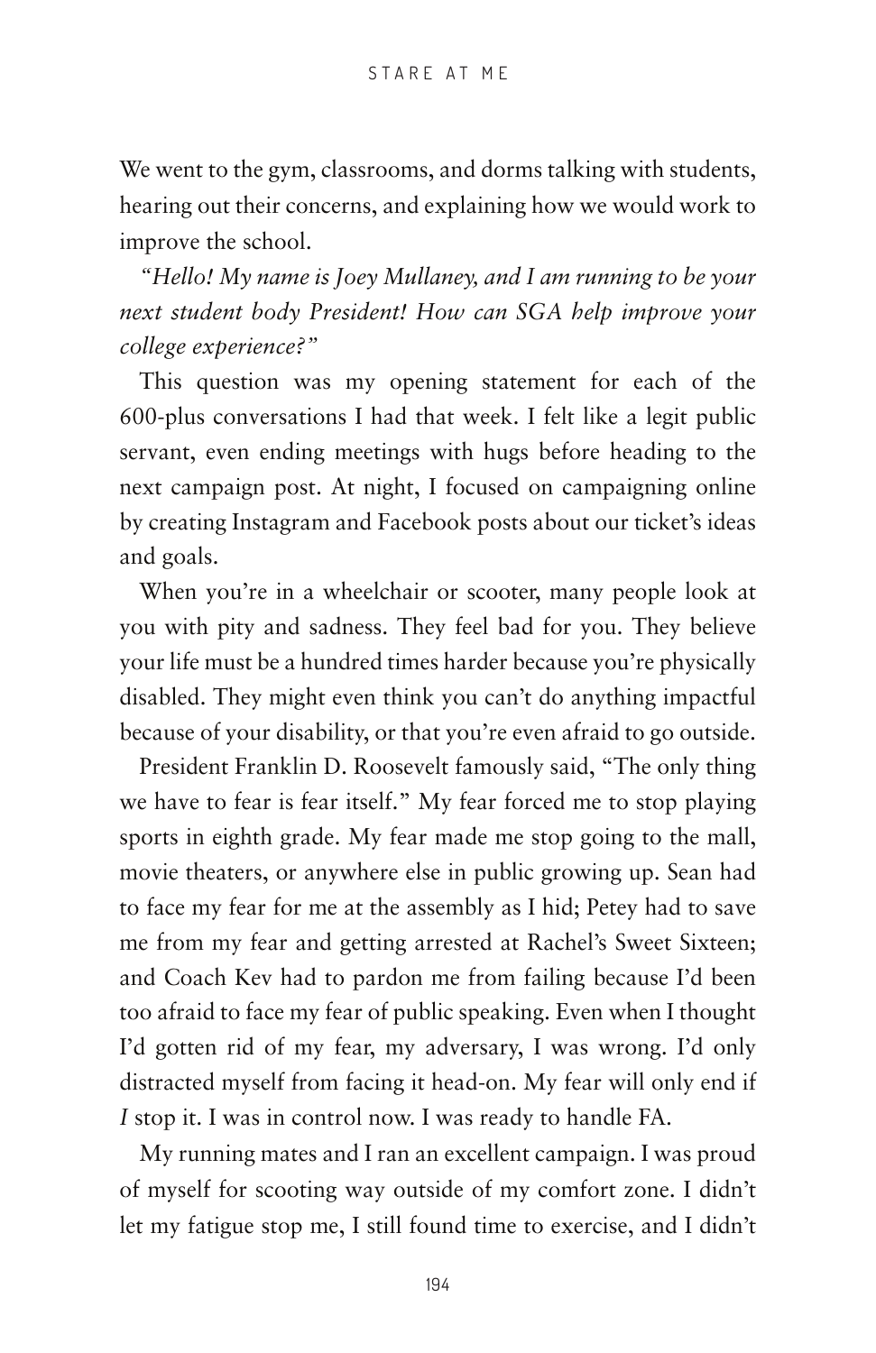We went to the gym, classrooms, and dorms talking with students, hearing out their concerns, and explaining how we would work to improve the school.

*"Hello! My name is Joey Mullaney, and I am running to be your next student body President! How can SGA help improve your college experience?"*

This question was my opening statement for each of the 600-plus conversations I had that week. I felt like a legit public servant, even ending meetings with hugs before heading to the next campaign post. At night, I focused on campaigning online by creating Instagram and Facebook posts about our ticket's ideas and goals.

When you're in a wheelchair or scooter, many people look at you with pity and sadness. They feel bad for you. They believe your life must be a hundred times harder because you're physically disabled. They might even think you can't do anything impactful because of your disability, or that you're even afraid to go outside.

President Franklin D. Roosevelt famously said, "The only thing we have to fear is fear itself." My fear forced me to stop playing sports in eighth grade. My fear made me stop going to the mall, movie theaters, or anywhere else in public growing up. Sean had to face my fear for me at the assembly as I hid; Petey had to save me from my fear and getting arrested at Rachel's Sweet Sixteen; and Coach Kev had to pardon me from failing because I'd been too afraid to face my fear of public speaking. Even when I thought I'd gotten rid of my fear, my adversary, I was wrong. I'd only distracted myself from facing it head-on. My fear will only end if *I* stop it. I was in control now. I was ready to handle FA.

My running mates and I ran an excellent campaign. I was proud of myself for scooting way outside of my comfort zone. I didn't let my fatigue stop me, I still found time to exercise, and I didn't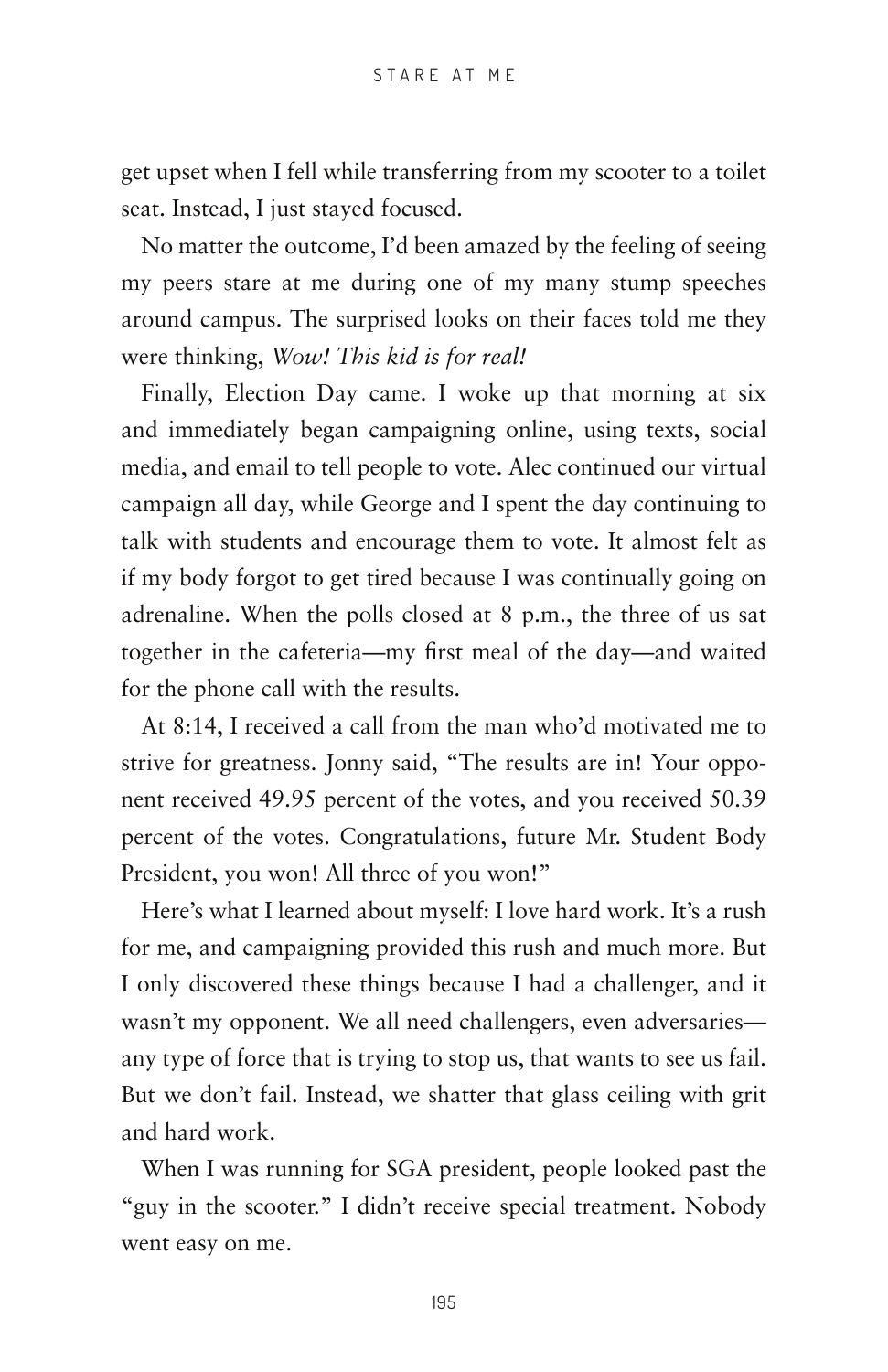get upset when I fell while transferring from my scooter to a toilet seat. Instead, I just stayed focused.

No matter the outcome, I'd been amazed by the feeling of seeing my peers stare at me during one of my many stump speeches around campus. The surprised looks on their faces told me they were thinking, *Wow! This kid is for real!*

Finally, Election Day came. I woke up that morning at six and immediately began campaigning online, using texts, social media, and email to tell people to vote. Alec continued our virtual campaign all day, while George and I spent the day continuing to talk with students and encourage them to vote. It almost felt as if my body forgot to get tired because I was continually going on adrenaline. When the polls closed at 8 p.m., the three of us sat together in the cafeteria—my first meal of the day—and waited for the phone call with the results.

At 8:14, I received a call from the man who'd motivated me to strive for greatness. Jonny said, "The results are in! Your opponent received 49.95 percent of the votes, and you received 50.39 percent of the votes. Congratulations, future Mr. Student Body President, you won! All three of you won!"

Here's what I learned about myself: I love hard work. It's a rush for me, and campaigning provided this rush and much more. But I only discovered these things because I had a challenger, and it wasn't my opponent. We all need challengers, even adversaries—any type of force that is trying to stop us, that wants to see us fail. But we don't fail. Instead, we shatter that glass ceiling with grit and hard work.

When I was running for SGA president, people looked past the "guy in the scooter." I didn't receive special treatment. Nobody went easy on me.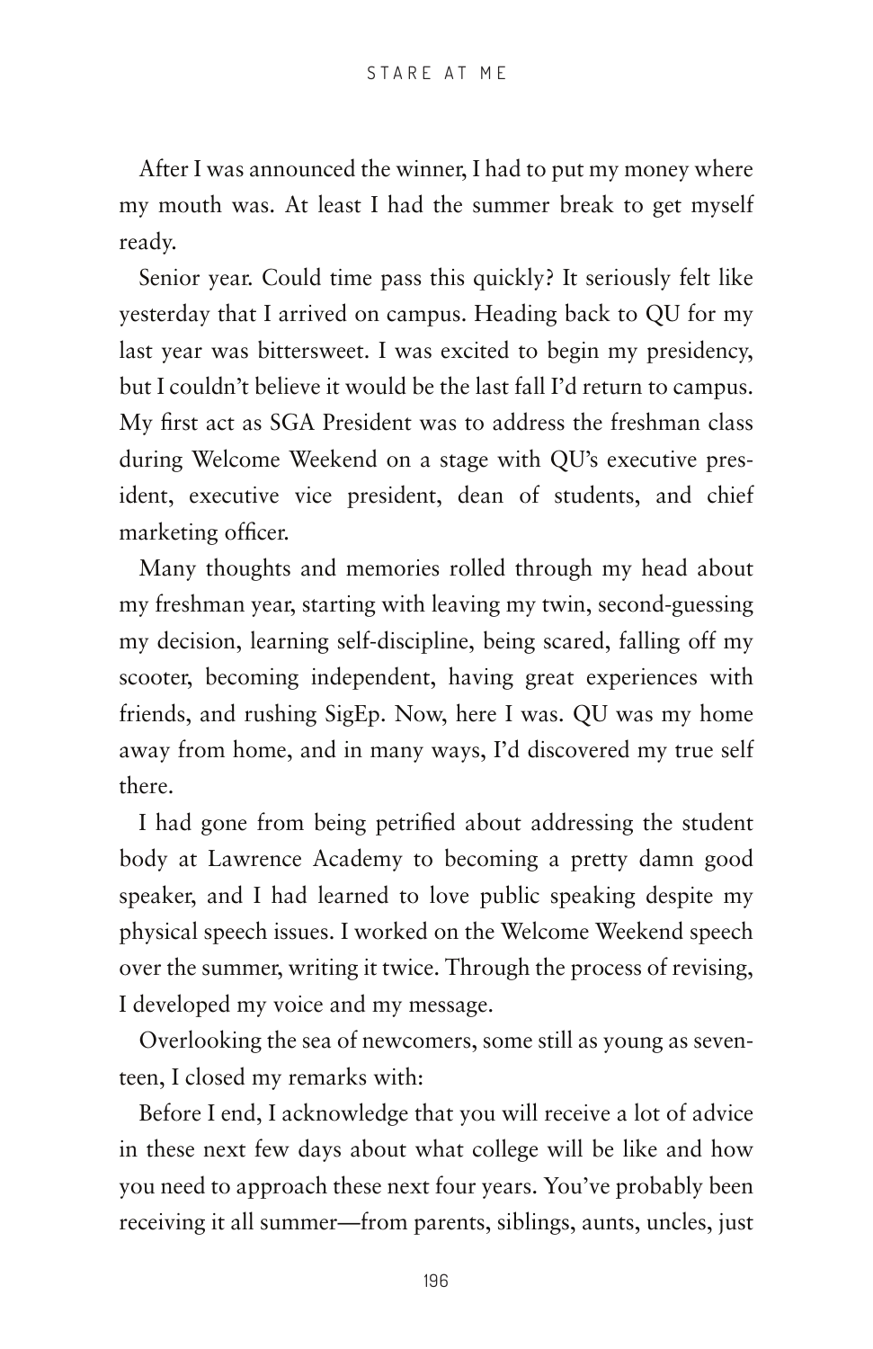After I was announced the winner, I had to put my money where my mouth was. At least I had the summer break to get myself ready.

Senior year. Could time pass this quickly? It seriously felt like yesterday that I arrived on campus. Heading back to QU for my last year was bittersweet. I was excited to begin my presidency, but I couldn't believe it would be the last fall I'd return to campus. My first act as SGA President was to address the freshman class during Welcome Weekend on a stage with QU's executive president, executive vice president, dean of students, and chief marketing officer.

Many thoughts and memories rolled through my head about my freshman year, starting with leaving my twin, second-guessing my decision, learning self-discipline, being scared, falling off my scooter, becoming independent, having great experiences with friends, and rushing SigEp. Now, here I was. QU was my home away from home, and in many ways, I'd discovered my true self there.

I had gone from being petrified about addressing the student body at Lawrence Academy to becoming a pretty damn good speaker, and I had learned to love public speaking despite my physical speech issues. I worked on the Welcome Weekend speech over the summer, writing it twice. Through the process of revising, I developed my voice and my message.

Overlooking the sea of newcomers, some still as young as seventeen, I closed my remarks with:

Before I end, I acknowledge that you will receive a lot of advice in these next few days about what college will be like and how you need to approach these next four years. You've probably been receiving it all summer—from parents, siblings, aunts, uncles, just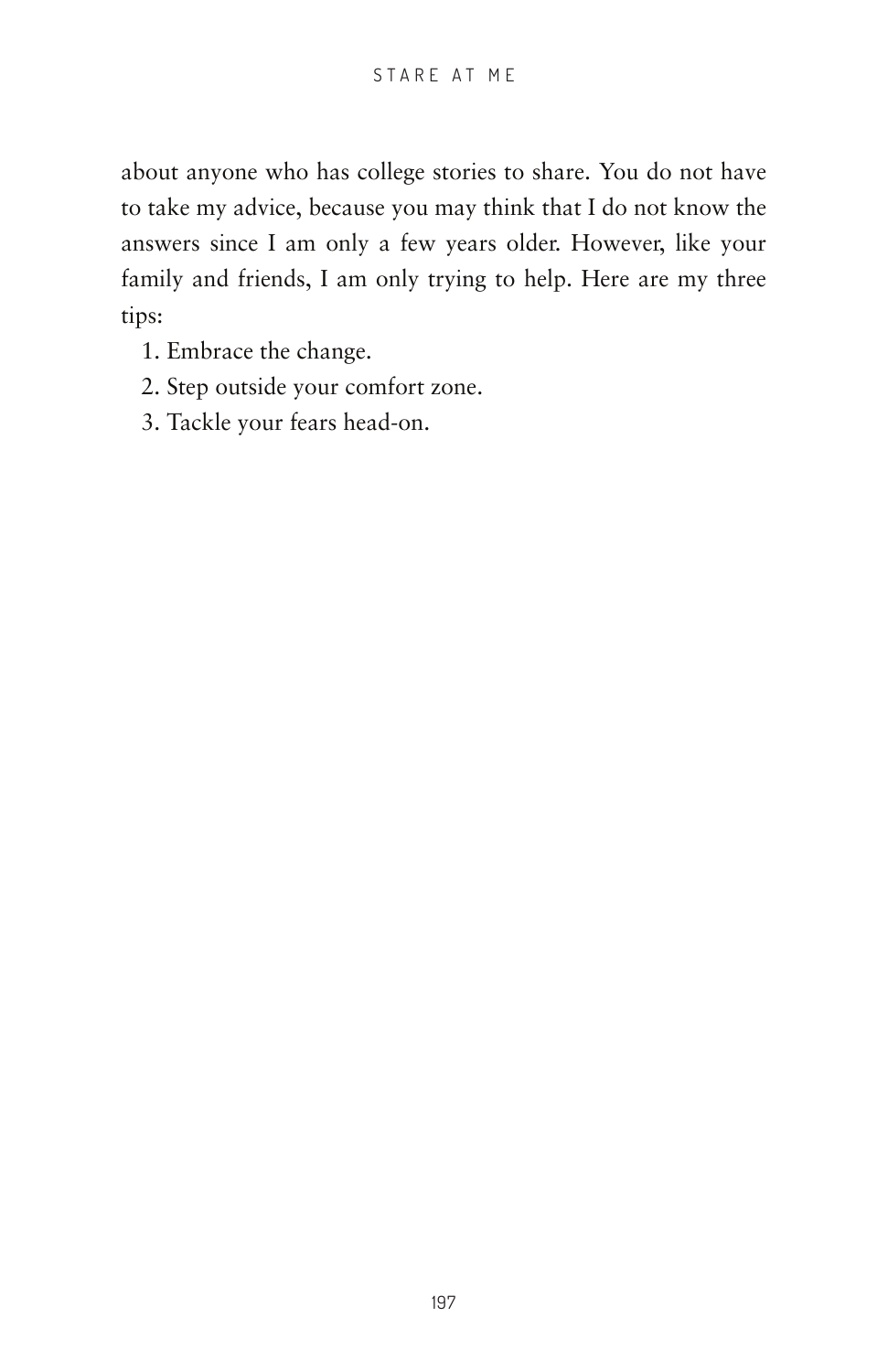about anyone who has college stories to share. You do not have to take my advice, because you may think that I do not know the answers since I am only a few years older. However, like your family and friends, I am only trying to help. Here are my three tips:

1. Embrace the change.
2. Step outside your comfort zone.
3. Tackle your fears head-on.